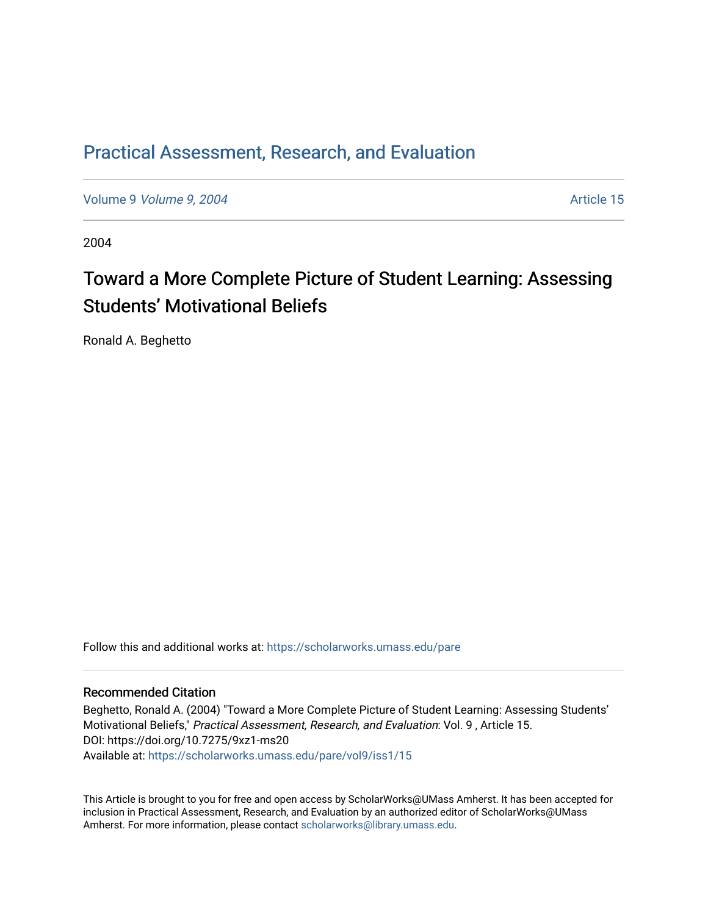# Practical Assessment, Research, and Evaluation

Volume 9 *Volume 9, 2004* Article 15

2004

## Toward a More Complete Picture of Student Learning: Assessing Students' Motivational Beliefs

Ronald A. Beghetto

Follow this and additional works at: https://scholarworks.umass.edu/pare

### Recommended Citation

Beghetto, Ronald A. (2004) "Toward a More Complete Picture of Student Learning: Assessing Students' Motivational Beliefs," *Practical Assessment, Research, and Evaluation*: Vol. 9 , Article 15.
DOI: https://doi.org/10.7275/9xz1-ms20
Available at: https://scholarworks.umass.edu/pare/vol9/iss1/15

This Article is brought to you for free and open access by ScholarWorks@UMass Amherst. It has been accepted for inclusion in Practical Assessment, Research, and Evaluation by an authorized editor of ScholarWorks@UMass Amherst. For more information, please contact scholarworks@library.umass.edu.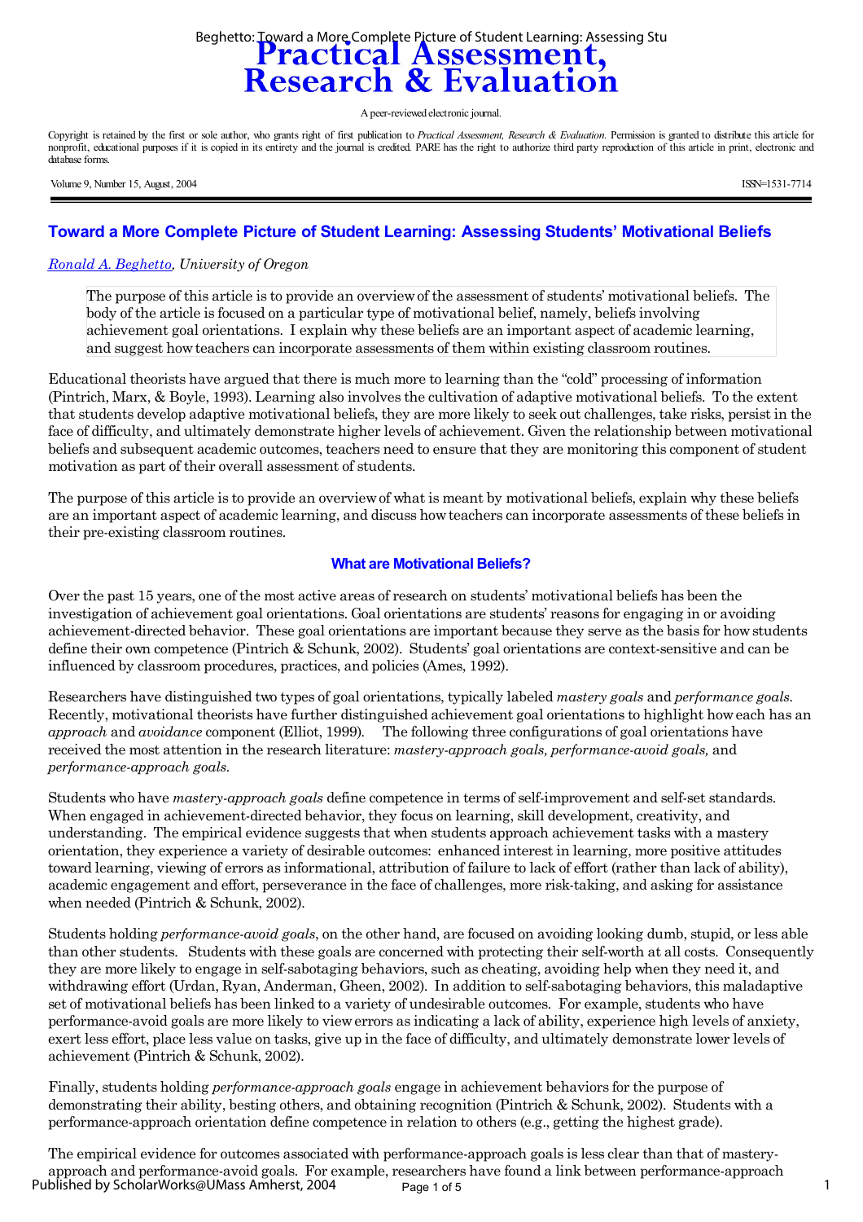# Practical Assessment, Research & Evaluation

A peer-reviewed electronic journal.

Copyright is retained by the first or sole author, who grants right of first publication to *Practical Assessment, Research & Evaluation*. Permission is granted to distribute this article for nonprofit, educational purposes if it is copied in its entirety and the journal is credited. PARE has the right to authorize third party reproduction of this article in print, electronic and database forms.

Volume 9, Number 15, August, 2004 ISSN=1531-7714

## Toward a More Complete Picture of Student Learning: Assessing Students' Motivational Beliefs

*Ronald A. Beghetto, University of Oregon*

> The purpose of this article is to provide an overview of the assessment of students' motivational beliefs. The body of the article is focused on a particular type of motivational belief, namely, beliefs involving achievement goal orientations. I explain why these beliefs are an important aspect of academic learning, and suggest how teachers can incorporate assessments of them within existing classroom routines.

Educational theorists have argued that there is much more to learning than the "cold" processing of information (Pintrich, Marx, & Boyle, 1993). Learning also involves the cultivation of adaptive motivational beliefs. To the extent that students develop adaptive motivational beliefs, they are more likely to seek out challenges, take risks, persist in the face of difficulty, and ultimately demonstrate higher levels of achievement. Given the relationship between motivational beliefs and subsequent academic outcomes, teachers need to ensure that they are monitoring this component of student motivation as part of their overall assessment of students.

The purpose of this article is to provide an overview of what is meant by motivational beliefs, explain why these beliefs are an important aspect of academic learning, and discuss how teachers can incorporate assessments of these beliefs in their pre-existing classroom routines.

### What are Motivational Beliefs?

Over the past 15 years, one of the most active areas of research on students' motivational beliefs has been the investigation of achievement goal orientations. Goal orientations are students' reasons for engaging in or avoiding achievement-directed behavior. These goal orientations are important because they serve as the basis for how students define their own competence (Pintrich & Schunk, 2002). Students' goal orientations are context-sensitive and can be influenced by classroom procedures, practices, and policies (Ames, 1992).

Researchers have distinguished two types of goal orientations, typically labeled *mastery goals* and *performance goals*. Recently, motivational theorists have further distinguished achievement goal orientations to highlight how each has an *approach* and *avoidance* component (Elliot, 1999). The following three configurations of goal orientations have received the most attention in the research literature: *mastery-approach goals, performance-avoid goals,* and *performance-approach goals*.

Students who have *mastery-approach goals* define competence in terms of self-improvement and self-set standards. When engaged in achievement-directed behavior, they focus on learning, skill development, creativity, and understanding. The empirical evidence suggests that when students approach achievement tasks with a mastery orientation, they experience a variety of desirable outcomes: enhanced interest in learning, more positive attitudes toward learning, viewing of errors as informational, attribution of failure to lack of effort (rather than lack of ability), academic engagement and effort, perseverance in the face of challenges, more risk-taking, and asking for assistance when needed (Pintrich & Schunk, 2002).

Students holding *performance-avoid goals*, on the other hand, are focused on avoiding looking dumb, stupid, or less able than other students. Students with these goals are concerned with protecting their self-worth at all costs. Consequently they are more likely to engage in self-sabotaging behaviors, such as cheating, avoiding help when they need it, and withdrawing effort (Urdan, Ryan, Anderman, Gheen, 2002). In addition to self-sabotaging behaviors, this maladaptive set of motivational beliefs has been linked to a variety of undesirable outcomes. For example, students who have performance-avoid goals are more likely to view errors as indicating a lack of ability, experience high levels of anxiety, exert less effort, place less value on tasks, give up in the face of difficulty, and ultimately demonstrate lower levels of achievement (Pintrich & Schunk, 2002).

Finally, students holding *performance-approach goals* engage in achievement behaviors for the purpose of demonstrating their ability, besting others, and obtaining recognition (Pintrich & Schunk, 2002). Students with a performance-approach orientation define competence in relation to others (e.g., getting the highest grade).

The empirical evidence for outcomes associated with performance-approach goals is less clear than that of mastery-approach and performance-avoid goals. For example, researchers have found a link between performance-approach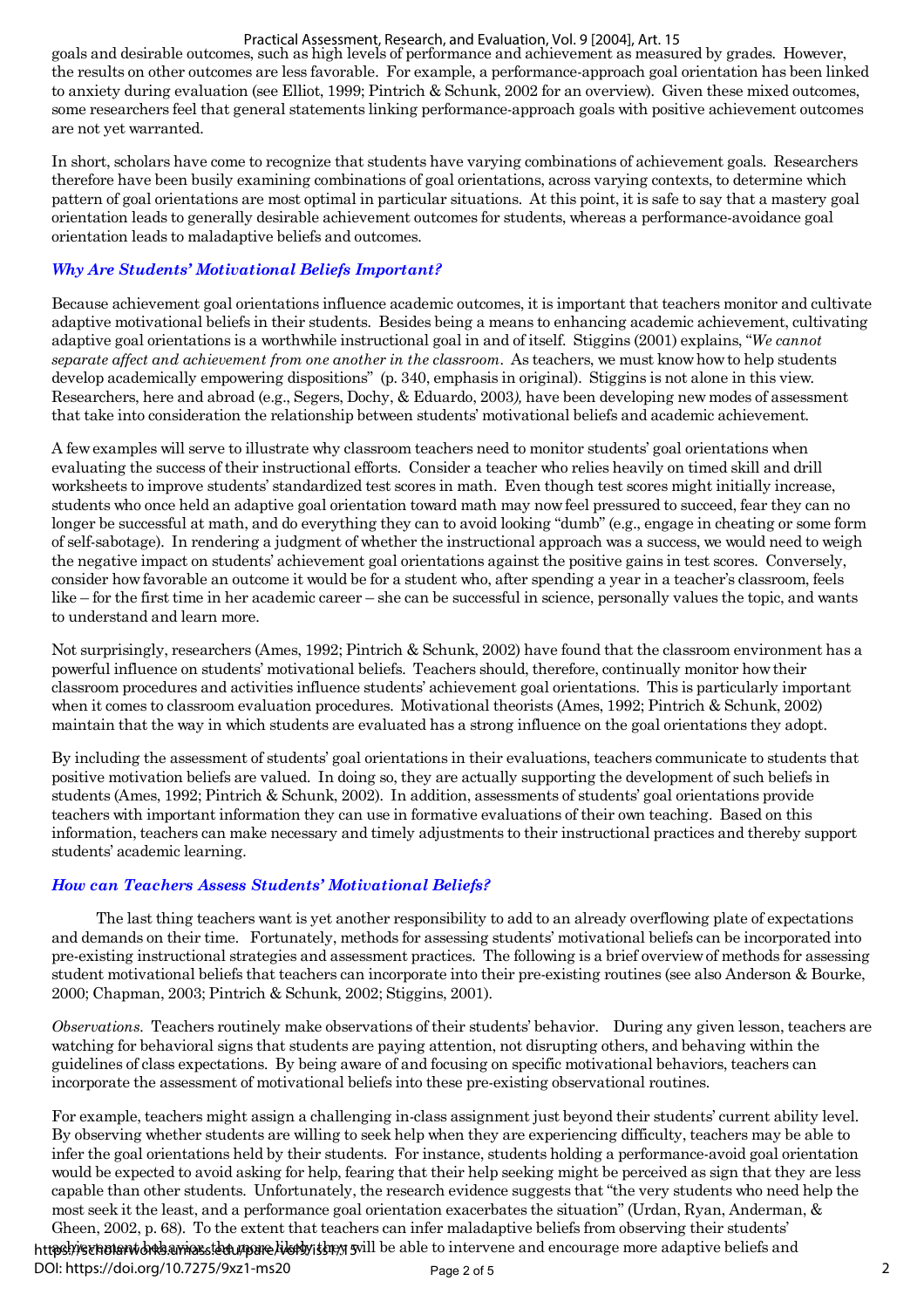goals and desirable outcomes, such as high levels of performance and achievement as measured by grades. However, the results on other outcomes are less favorable. For example, a performance-approach goal orientation has been linked to anxiety during evaluation (see Elliot, 1999; Pintrich & Schunk, 2002 for an overview). Given these mixed outcomes, some researchers feel that general statements linking performance-approach goals with positive achievement outcomes are not yet warranted.

In short, scholars have come to recognize that students have varying combinations of achievement goals. Researchers therefore have been busily examining combinations of goal orientations, across varying contexts, to determine which pattern of goal orientations are most optimal in particular situations. At this point, it is safe to say that a mastery goal orientation leads to generally desirable achievement outcomes for students, whereas a performance-avoidance goal orientation leads to maladaptive beliefs and outcomes.

### *Why Are Students' Motivational Beliefs Important?*

Because achievement goal orientations influence academic outcomes, it is important that teachers monitor and cultivate adaptive motivational beliefs in their students. Besides being a means to enhancing academic achievement, cultivating adaptive goal orientations is a worthwhile instructional goal in and of itself. Stiggins (2001) explains, "*We cannot separate affect and achievement from one another in the classroom*. As teachers, we must know how to help students develop academically empowering dispositions" (p. 340, emphasis in original). Stiggins is not alone in this view. Researchers, here and abroad (e.g., Segers, Dochy, & Eduardo, 2003*)*, have been developing new modes of assessment that take into consideration the relationship between students' motivational beliefs and academic achievement.

A few examples will serve to illustrate why classroom teachers need to monitor students' goal orientations when evaluating the success of their instructional efforts. Consider a teacher who relies heavily on timed skill and drill worksheets to improve students' standardized test scores in math. Even though test scores might initially increase, students who once held an adaptive goal orientation toward math may now feel pressured to succeed, fear they can no longer be successful at math, and do everything they can to avoid looking "dumb" (e.g., engage in cheating or some form of self-sabotage). In rendering a judgment of whether the instructional approach was a success, we would need to weigh the negative impact on students' achievement goal orientations against the positive gains in test scores. Conversely, consider how favorable an outcome it would be for a student who, after spending a year in a teacher's classroom, feels like – for the first time in her academic career – she can be successful in science, personally values the topic, and wants to understand and learn more.

Not surprisingly, researchers (Ames, 1992; Pintrich & Schunk, 2002) have found that the classroom environment has a powerful influence on students' motivational beliefs. Teachers should, therefore, continually monitor how their classroom procedures and activities influence students' achievement goal orientations. This is particularly important when it comes to classroom evaluation procedures. Motivational theorists (Ames, 1992; Pintrich & Schunk, 2002) maintain that the way in which students are evaluated has a strong influence on the goal orientations they adopt.

By including the assessment of students' goal orientations in their evaluations, teachers communicate to students that positive motivation beliefs are valued. In doing so, they are actually supporting the development of such beliefs in students (Ames, 1992; Pintrich & Schunk, 2002). In addition, assessments of students' goal orientations provide teachers with important information they can use in formative evaluations of their own teaching. Based on this information, teachers can make necessary and timely adjustments to their instructional practices and thereby support students' academic learning.

### *How can Teachers Assess Students' Motivational Beliefs?*

The last thing teachers want is yet another responsibility to add to an already overflowing plate of expectations and demands on their time. Fortunately, methods for assessing students' motivational beliefs can be incorporated into pre-existing instructional strategies and assessment practices. The following is a brief overview of methods for assessing student motivational beliefs that teachers can incorporate into their pre-existing routines (see also Anderson & Bourke, 2000; Chapman, 2003; Pintrich & Schunk, 2002; Stiggins, 2001).

*Observations*. Teachers routinely make observations of their students' behavior. During any given lesson, teachers are watching for behavioral signs that students are paying attention, not disrupting others, and behaving within the guidelines of class expectations. By being aware of and focusing on specific motivational behaviors, teachers can incorporate the assessment of motivational beliefs into these pre-existing observational routines.

For example, teachers might assign a challenging in-class assignment just beyond their students' current ability level. By observing whether students are willing to seek help when they are experiencing difficulty, teachers may be able to infer the goal orientations held by their students. For instance, students holding a performance-avoid goal orientation would be expected to avoid asking for help, fearing that their help seeking might be perceived as sign that they are less capable than other students. Unfortunately, the research evidence suggests that "the very students who need help the most seek it the least, and a performance goal orientation exacerbates the situation" (Urdan, Ryan, Anderman, & Gheen, 2002, p. 68). To the extent that teachers can infer maladaptive beliefs from observing their students' achievement behavior, the more likely they will be able to intervene and encourage more adaptive beliefs and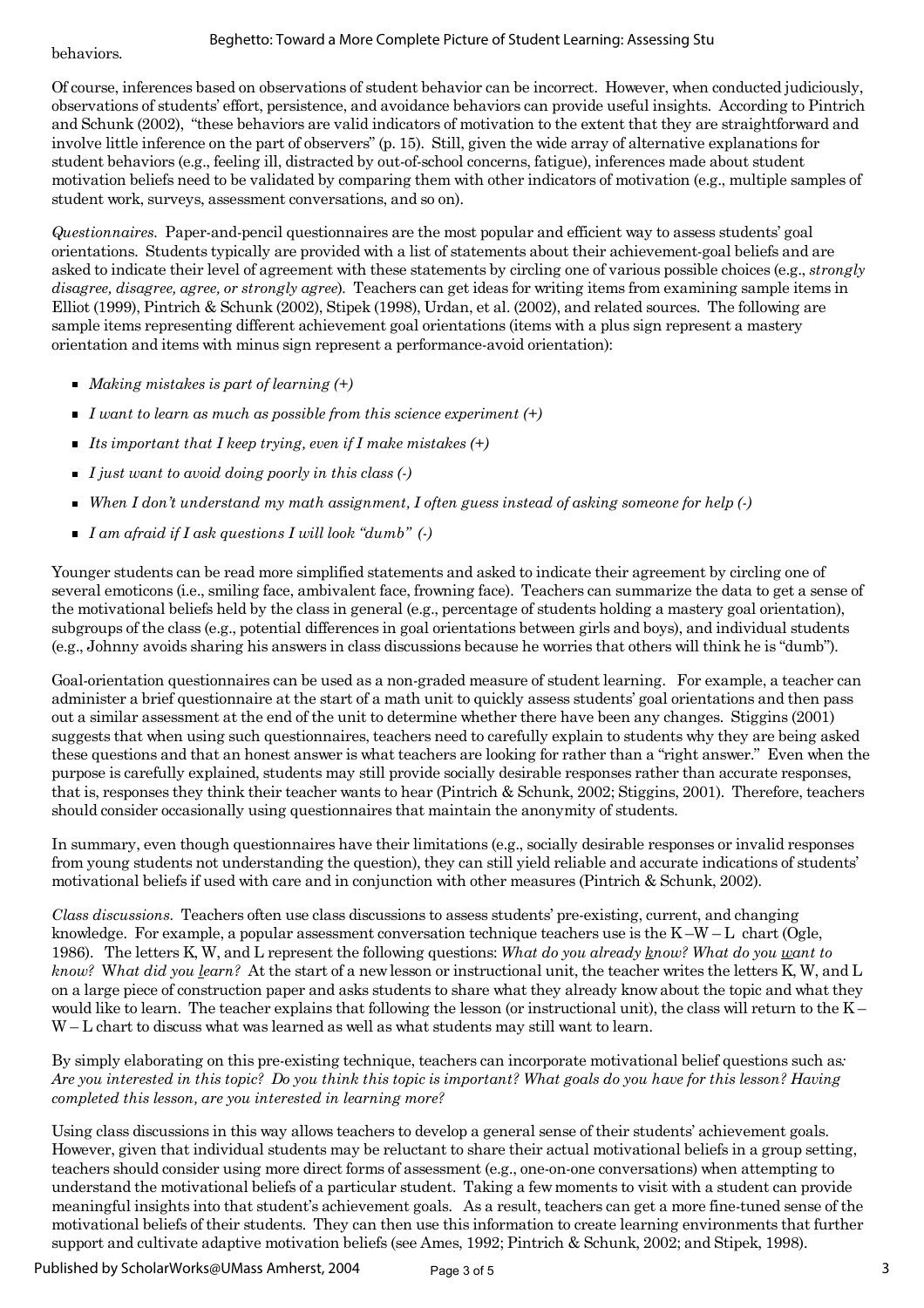behaviors.

Of course, inferences based on observations of student behavior can be incorrect. However, when conducted judiciously, observations of students' effort, persistence, and avoidance behaviors can provide useful insights. According to Pintrich and Schunk (2002), "these behaviors are valid indicators of motivation to the extent that they are straightforward and involve little inference on the part of observers" (p. 15). Still, given the wide array of alternative explanations for student behaviors (e.g., feeling ill, distracted by out-of-school concerns, fatigue), inferences made about student motivation beliefs need to be validated by comparing them with other indicators of motivation (e.g., multiple samples of student work, surveys, assessment conversations, and so on).

*Questionnaires.* Paper-and-pencil questionnaires are the most popular and efficient way to assess students' goal orientations. Students typically are provided with a list of statements about their achievement-goal beliefs and are asked to indicate their level of agreement with these statements by circling one of various possible choices (e.g., *strongly disagree, disagree, agree, or strongly agree*). Teachers can get ideas for writing items from examining sample items in Elliot (1999), Pintrich & Schunk (2002), Stipek (1998), Urdan, et al. (2002), and related sources. The following are sample items representing different achievement goal orientations (items with a plus sign represent a mastery orientation and items with minus sign represent a performance-avoid orientation):

- *Making mistakes is part of learning (+)*
- *I want to learn as much as possible from this science experiment (+)*
- *Its important that I keep trying, even if I make mistakes (+)*
- *I just want to avoid doing poorly in this class (-)*
- *When I don't understand my math assignment, I often guess instead of asking someone for help (-)*
- *I am afraid if I ask questions I will look "dumb" (-)*

Younger students can be read more simplified statements and asked to indicate their agreement by circling one of several emoticons (i.e., smiling face, ambivalent face, frowning face). Teachers can summarize the data to get a sense of the motivational beliefs held by the class in general (e.g., percentage of students holding a mastery goal orientation), subgroups of the class (e.g., potential differences in goal orientations between girls and boys), and individual students (e.g., Johnny avoids sharing his answers in class discussions because he worries that others will think he is "dumb").

Goal-orientation questionnaires can be used as a non-graded measure of student learning. For example, a teacher can administer a brief questionnaire at the start of a math unit to quickly assess students' goal orientations and then pass out a similar assessment at the end of the unit to determine whether there have been any changes. Stiggins (2001) suggests that when using such questionnaires, teachers need to carefully explain to students why they are being asked these questions and that an honest answer is what teachers are looking for rather than a "right answer." Even when the purpose is carefully explained, students may still provide socially desirable responses rather than accurate responses, that is, responses they think their teacher wants to hear (Pintrich & Schunk, 2002; Stiggins, 2001). Therefore, teachers should consider occasionally using questionnaires that maintain the anonymity of students.

In summary, even though questionnaires have their limitations (e.g., socially desirable responses or invalid responses from young students not understanding the question), they can still yield reliable and accurate indications of students' motivational beliefs if used with care and in conjunction with other measures (Pintrich & Schunk, 2002).

*Class discussions.* Teachers often use class discussions to assess students' pre-existing, current, and changing knowledge. For example, a popular assessment conversation technique teachers use is the K –W – L chart (Ogle, 1986). The letters K, W, and L represent the following questions: *What do you already know? What do you want to know? What did you learn?* At the start of a new lesson or instructional unit, the teacher writes the letters K, W, and L on a large piece of construction paper and asks students to share what they already know about the topic and what they would like to learn. The teacher explains that following the lesson (or instructional unit), the class will return to the K – W – L chart to discuss what was learned as well as what students may still want to learn.

By simply elaborating on this pre-existing technique, teachers can incorporate motivational belief questions such as: *Are you interested in this topic? Do you think this topic is important? What goals do you have for this lesson? Having completed this lesson, are you interested in learning more?*

Using class discussions in this way allows teachers to develop a general sense of their students' achievement goals. However, given that individual students may be reluctant to share their actual motivational beliefs in a group setting, teachers should consider using more direct forms of assessment (e.g., one-on-one conversations) when attempting to understand the motivational beliefs of a particular student. Taking a few moments to visit with a student can provide meaningful insights into that student's achievement goals. As a result, teachers can get a more fine-tuned sense of the motivational beliefs of their students. They can then use this information to create learning environments that further support and cultivate adaptive motivation beliefs (see Ames, 1992; Pintrich & Schunk, 2002; and Stipek, 1998).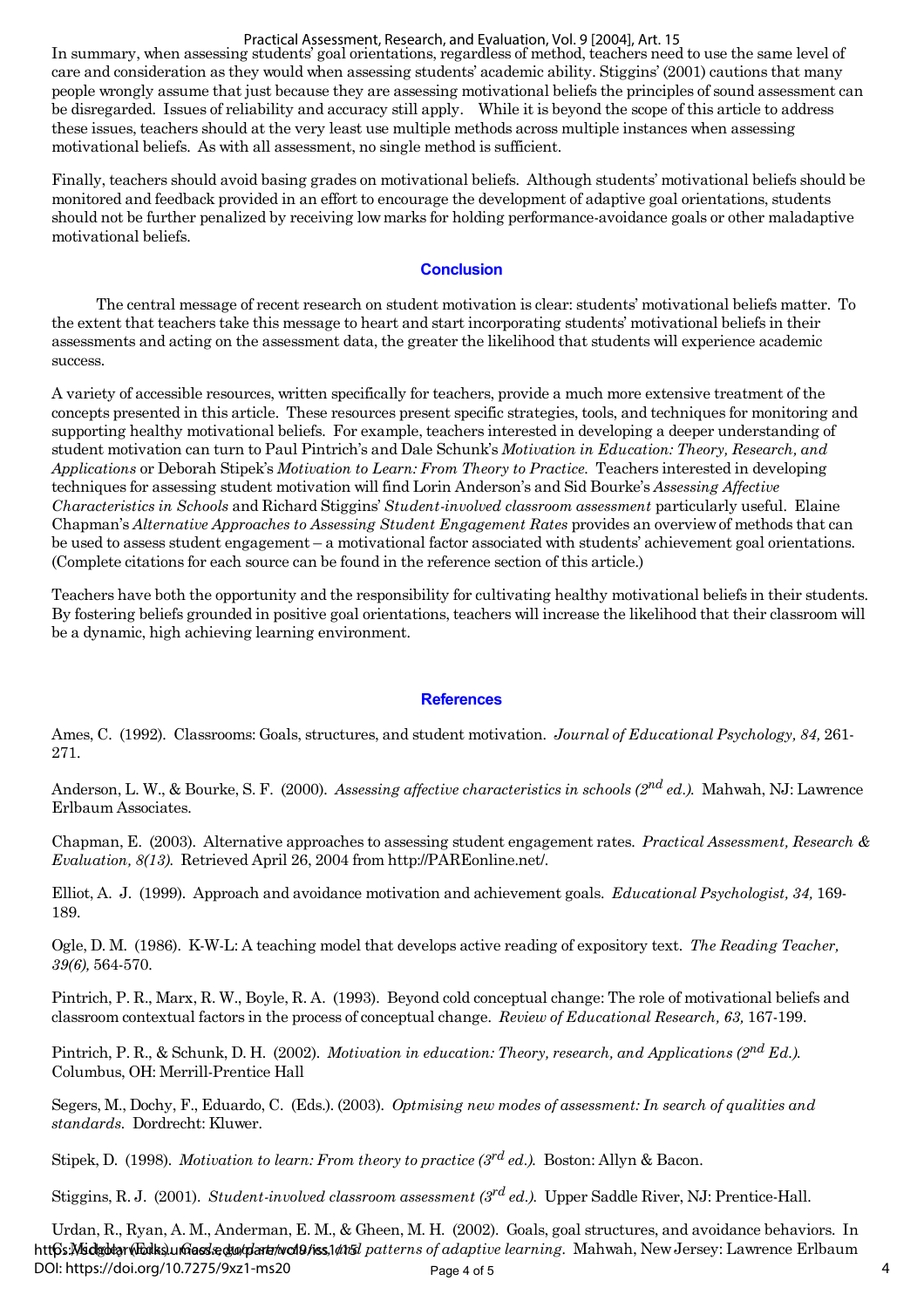In summary, when assessing students' goal orientations, regardless of method, teachers need to use the same level of care and consideration as they would when assessing students' academic ability. Stiggins' (2001) cautions that many people wrongly assume that just because they are assessing motivational beliefs the principles of sound assessment can be disregarded. Issues of reliability and accuracy still apply. While it is beyond the scope of this article to address these issues, teachers should at the very least use multiple methods across multiple instances when assessing motivational beliefs. As with all assessment, no single method is sufficient.

Finally, teachers should avoid basing grades on motivational beliefs. Although students' motivational beliefs should be monitored and feedback provided in an effort to encourage the development of adaptive goal orientations, students should not be further penalized by receiving low marks for holding performance-avoidance goals or other maladaptive motivational beliefs.

## Conclusion

The central message of recent research on student motivation is clear: students' motivational beliefs matter. To the extent that teachers take this message to heart and start incorporating students' motivational beliefs in their assessments and acting on the assessment data, the greater the likelihood that students will experience academic success.

A variety of accessible resources, written specifically for teachers, provide a much more extensive treatment of the concepts presented in this article. These resources present specific strategies, tools, and techniques for monitoring and supporting healthy motivational beliefs. For example, teachers interested in developing a deeper understanding of student motivation can turn to Paul Pintrich's and Dale Schunk's *Motivation in Education: Theory, Research, and Applications* or Deborah Stipek's *Motivation to Learn: From Theory to Practice*. Teachers interested in developing techniques for assessing student motivation will find Lorin Anderson's and Sid Bourke's *Assessing Affective Characteristics in Schools* and Richard Stiggins' *Student-involved classroom assessment* particularly useful. Elaine Chapman's *Alternative Approaches to Assessing Student Engagement Rates* provides an overview of methods that can be used to assess student engagement – a motivational factor associated with students' achievement goal orientations. (Complete citations for each source can be found in the reference section of this article.)

Teachers have both the opportunity and the responsibility for cultivating healthy motivational beliefs in their students. By fostering beliefs grounded in positive goal orientations, teachers will increase the likelihood that their classroom will be a dynamic, high achieving learning environment.

## References

Ames, C. (1992). Classrooms: Goals, structures, and student motivation. *Journal of Educational Psychology, 84,* 261-271.

Anderson, L. W., & Bourke, S. F. (2000). *Assessing affective characteristics in schools (2nd ed.).* Mahwah, NJ: Lawrence Erlbaum Associates.

Chapman, E. (2003). Alternative approaches to assessing student engagement rates. *Practical Assessment, Research & Evaluation, 8(13).* Retrieved April 26, 2004 from http://PAREonline.net/.

Elliot, A. J. (1999). Approach and avoidance motivation and achievement goals. *Educational Psychologist, 34,* 169-189.

Ogle, D. M. (1986). K-W-L: A teaching model that develops active reading of expository text. *The Reading Teacher, 39(6),* 564-570.

Pintrich, P. R., Marx, R. W., Boyle, R. A. (1993). Beyond cold conceptual change: The role of motivational beliefs and classroom contextual factors in the process of conceptual change. *Review of Educational Research, 63,* 167-199.

Pintrich, P. R., & Schunk, D. H. (2002). *Motivation in education: Theory, research, and Applications (2nd Ed.).* Columbus, OH: Merrill-Prentice Hall

Segers, M., Dochy, F., Eduardo, C. (Eds.). (2003). *Optmising new modes of assessment: In search of qualities and standards*. Dordrecht: Kluwer.

Stipek, D. (1998). *Motivation to learn: From theory to practice (3rd ed.).* Boston: Allyn & Bacon.

Stiggins, R. J. (2001). *Student-involved classroom assessment (3rd ed.).* Upper Saddle River, NJ: Prentice-Hall.

Urdan, R., Ryan, A. M., Anderman, E. M., & Gheen, M. H. (2002). Goals, goal structures, and avoidance behaviors. In C. Midgley (Eds.), *Goals, goal structures, and patterns of adaptive learning*. Mahwah, New Jersey: Lawrence Erlbaum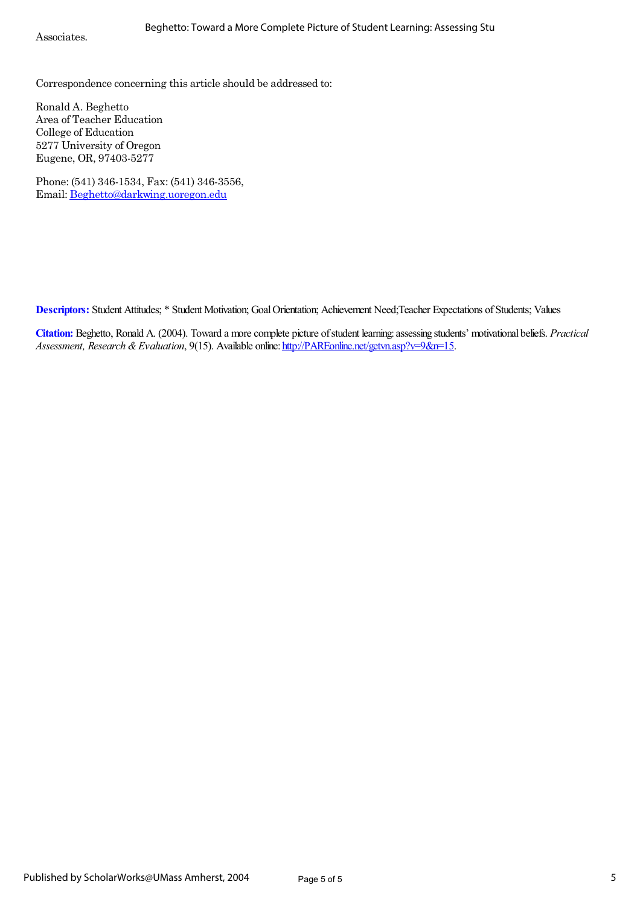Associates.

Correspondence concerning this article should be addressed to:

Ronald A. Beghetto
Area of Teacher Education
College of Education
5277 University of Oregon
Eugene, OR, 97403-5277

Phone: (541) 346-1534, Fax: (541) 346-3556,
Email: Beghetto@darkwing.uoregon.edu

**Descriptors:** Student Attitudes; * Student Motivation; Goal Orientation; Achievement Need;Teacher Expectations of Students; Values

**Citation:** Beghetto, Ronald A. (2004). Toward a more complete picture of student learning: assessing students' motivational beliefs. *Practical Assessment, Research & Evaluation*, 9(15). Available online: http://PAREonline.net/getvn.asp?v=9&n=15.